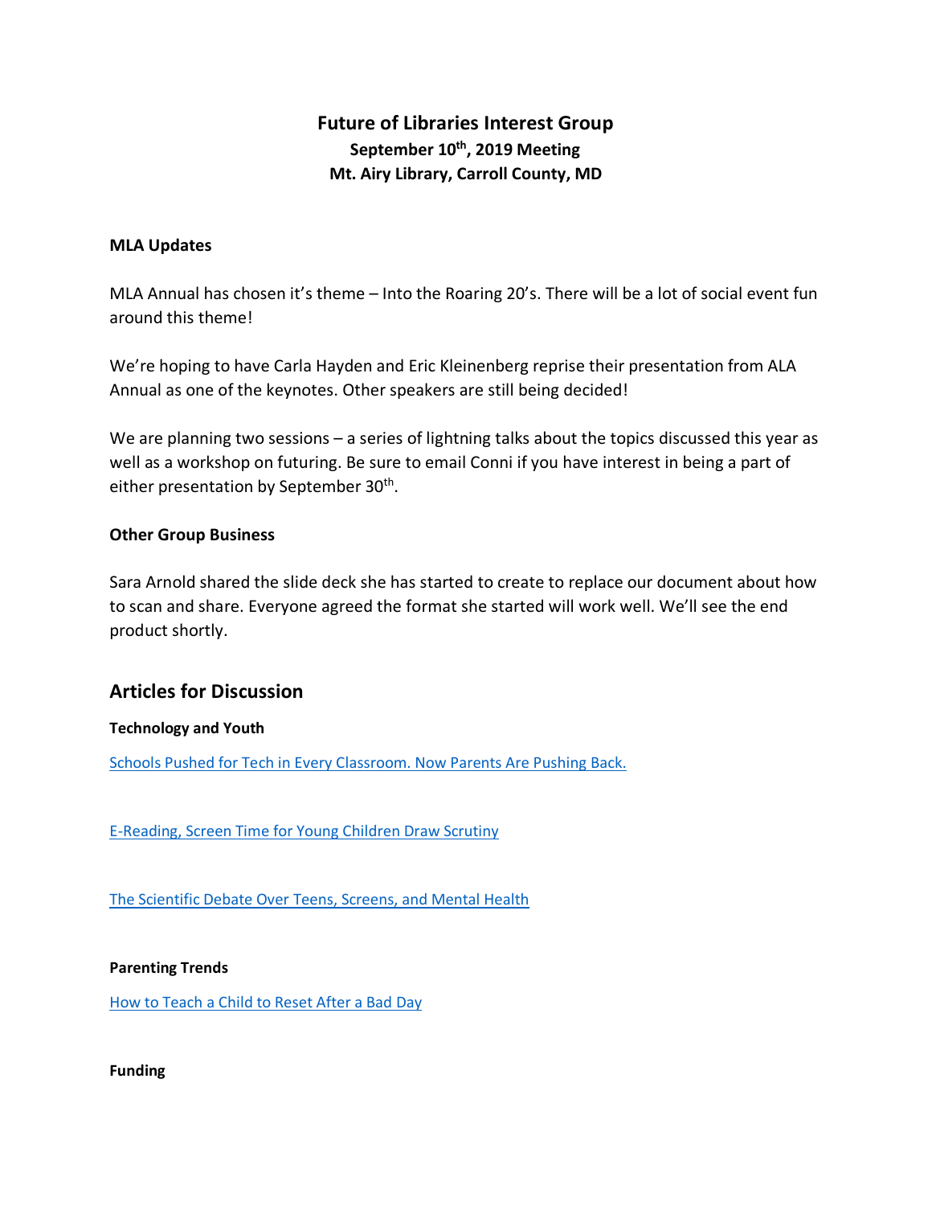# Future of Libraries Interest Group

**September 10th, 2019 Meeting**
**Mt. Airy Library, Carroll County, MD**

### MLA Updates

MLA Annual has chosen it's theme – Into the Roaring 20's. There will be a lot of social event fun around this theme!

We're hoping to have Carla Hayden and Eric Kleinenberg reprise their presentation from ALA Annual as one of the keynotes. Other speakers are still being decided!

We are planning two sessions – a series of lightning talks about the topics discussed this year as well as a workshop on futuring. Be sure to email Conni if you have interest in being a part of either presentation by September 30th.

### Other Group Business

Sara Arnold shared the slide deck she has started to create to replace our document about how to scan and share. Everyone agreed the format she started will work well. We'll see the end product shortly.

## Articles for Discussion

### Technology and Youth

Schools Pushed for Tech in Every Classroom. Now Parents Are Pushing Back.

E-Reading, Screen Time for Young Children Draw Scrutiny

The Scientific Debate Over Teens, Screens, and Mental Health

### Parenting Trends

How to Teach a Child to Reset After a Bad Day

### Funding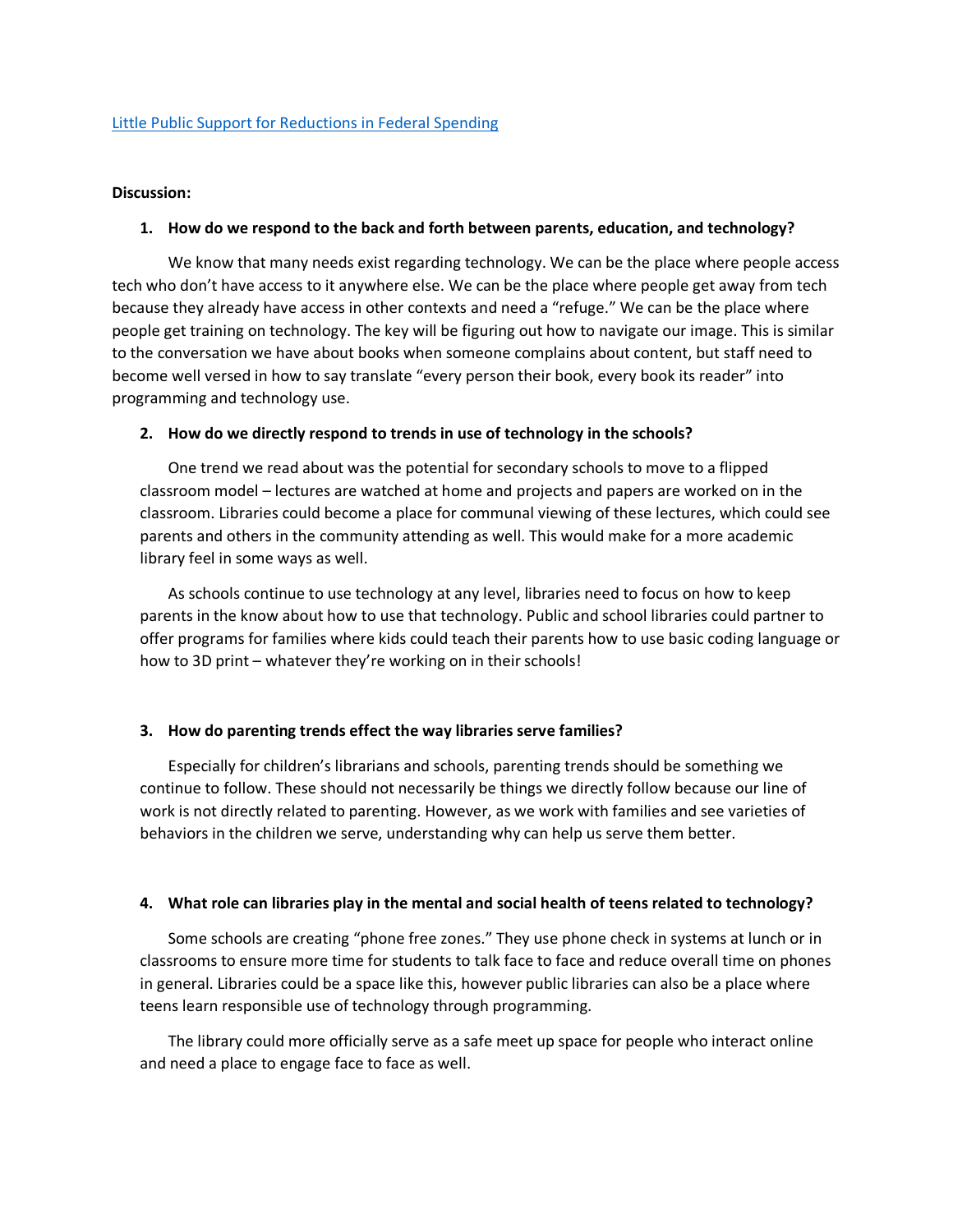[Little Public Support for Reductions in Federal Spending]()

**Discussion:**

1. **How do we respond to the back and forth between parents, education, and technology?**

   We know that many needs exist regarding technology. We can be the place where people access tech who don't have access to it anywhere else. We can be the place where people get away from tech because they already have access in other contexts and need a "refuge." We can be the place where people get training on technology. The key will be figuring out how to navigate our image. This is similar to the conversation we have about books when someone complains about content, but staff need to become well versed in how to say translate "every person their book, every book its reader" into programming and technology use.

2. **How do we directly respond to trends in use of technology in the schools?**

   One trend we read about was the potential for secondary schools to move to a flipped classroom model – lectures are watched at home and projects and papers are worked on in the classroom. Libraries could become a place for communal viewing of these lectures, which could see parents and others in the community attending as well. This would make for a more academic library feel in some ways as well.

   As schools continue to use technology at any level, libraries need to focus on how to keep parents in the know about how to use that technology. Public and school libraries could partner to offer programs for families where kids could teach their parents how to use basic coding language or how to 3D print – whatever they're working on in their schools!

3. **How do parenting trends effect the way libraries serve families?**

   Especially for children's librarians and schools, parenting trends should be something we continue to follow. These should not necessarily be things we directly follow because our line of work is not directly related to parenting. However, as we work with families and see varieties of behaviors in the children we serve, understanding why can help us serve them better.

4. **What role can libraries play in the mental and social health of teens related to technology?**

   Some schools are creating "phone free zones." They use phone check in systems at lunch or in classrooms to ensure more time for students to talk face to face and reduce overall time on phones in general. Libraries could be a space like this, however public libraries can also be a place where teens learn responsible use of technology through programming.

   The library could more officially serve as a safe meet up space for people who interact online and need a place to engage face to face as well.